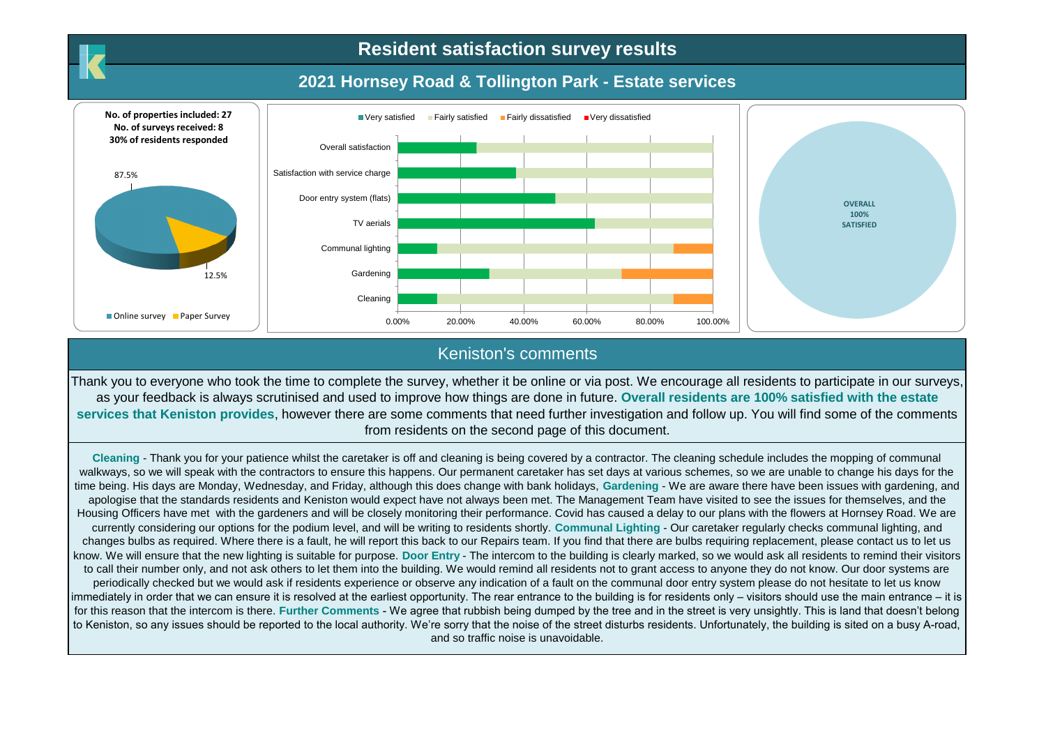# Resident satisfaction survey results

## 2021 Hornsey Road & Tollington Park - Estate services

**No. of properties included: 27**
**No. of surveys received: 8**
**30% of residents responded**

87.5%

12.5%

Online survey · Paper Survey

Very satisfied · Fairly satisfied · Fairly dissatisfied · Very dissatisfied

Overall satisfaction

Satisfaction with service charge

Door entry system (flats)

TV aerials

Communal lighting

Gardening

Cleaning

0.00% 20.00% 40.00% 60.00% 80.00% 100.00%

**OVERALL 100% SATISFIED**

## Keniston's comments

Thank you to everyone who took the time to complete the survey, whether it be online or via post. We encourage all residents to participate in our surveys, as your feedback is always scrutinised and used to improve how things are done in future. **Overall residents are 100% satisfied with the estate services that Keniston provides**, however there are some comments that need further investigation and follow up. You will find some of the comments from residents on the second page of this document.

**Cleaning** - Thank you for your patience whilst the caretaker is off and cleaning is being covered by a contractor. The cleaning schedule includes the mopping of communal walkways, so we will speak with the contractors to ensure this happens. Our permanent caretaker has set days at various schemes, so we are unable to change his days for the time being. His days are Monday, Wednesday, and Friday, although this does change with bank holidays, **Gardening** - We are aware there have been issues with gardening, and apologise that the standards residents and Keniston would expect have not always been met. The Management Team have visited to see the issues for themselves, and the Housing Officers have met with the gardeners and will be closely monitoring their performance. Covid has caused a delay to our plans with the flowers at Hornsey Road. We are currently considering our options for the podium level, and will be writing to residents shortly. **Communal Lighting** - Our caretaker regularly checks communal lighting, and changes bulbs as required. Where there is a fault, he will report this back to our Repairs team. If you find that there are bulbs requiring replacement, please contact us to let us know. We will ensure that the new lighting is suitable for purpose. **Door Entry** - The intercom to the building is clearly marked, so we would ask all residents to remind their visitors to call their number only, and not ask others to let them into the building. We would remind all residents not to grant access to anyone they do not know. Our door systems are periodically checked but we would ask if residents experience or observe any indication of a fault on the communal door entry system please do not hesitate to let us know immediately in order that we can ensure it is resolved at the earliest opportunity. The rear entrance to the building is for residents only – visitors should use the main entrance – it is for this reason that the intercom is there. **Further Comments** - We agree that rubbish being dumped by the tree and in the street is very unsightly. This is land that doesn't belong to Keniston, so any issues should be reported to the local authority. We're sorry that the noise of the street disturbs residents. Unfortunately, the building is sited on a busy A-road, and so traffic noise is unavoidable.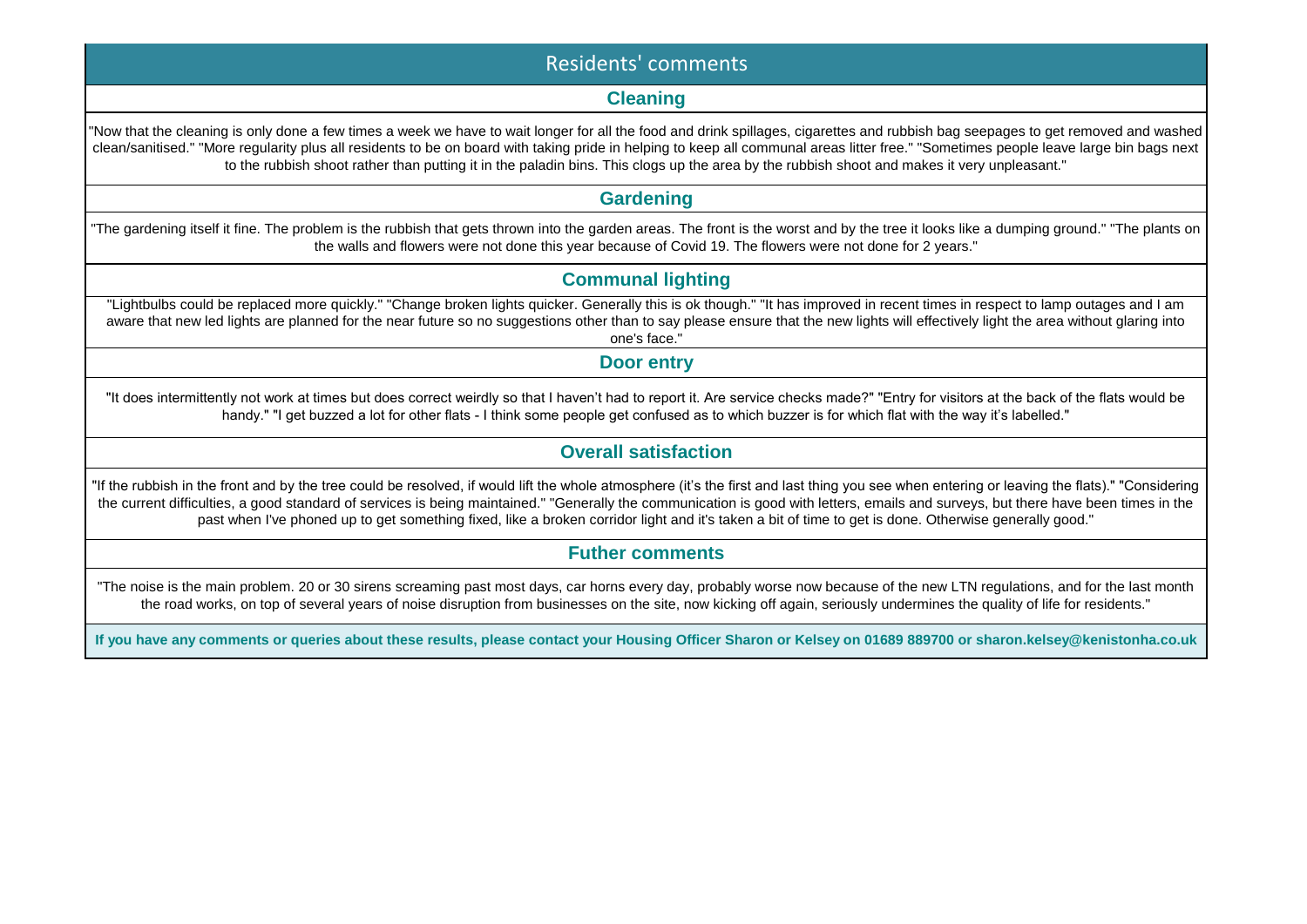## Residents' comments

### Cleaning

"Now that the cleaning is only done a few times a week we have to wait longer for all the food and drink spillages, cigarettes and rubbish bag seepages to get removed and washed clean/sanitised." "More regularity plus all residents to be on board with taking pride in helping to keep all communal areas litter free." "Sometimes people leave large bin bags next to the rubbish shoot rather than putting it in the paladin bins. This clogs up the area by the rubbish shoot and makes it very unpleasant."

### Gardening

"The gardening itself it fine. The problem is the rubbish that gets thrown into the garden areas. The front is the worst and by the tree it looks like a dumping ground." "The plants on the walls and flowers were not done this year because of Covid 19. The flowers were not done for 2 years."

### Communal lighting

"Lightbulbs could be replaced more quickly." "Change broken lights quicker. Generally this is ok though." "It has improved in recent times in respect to lamp outages and I am aware that new led lights are planned for the near future so no suggestions other than to say please ensure that the new lights will effectively light the area without glaring into one's face."

### Door entry

"It does intermittently not work at times but does correct weirdly so that I haven't had to report it. Are service checks made?" "Entry for visitors at the back of the flats would be handy." "I get buzzed a lot for other flats - I think some people get confused as to which buzzer is for which flat with the way it's labelled."

### Overall satisfaction

"If the rubbish in the front and by the tree could be resolved, if would lift the whole atmosphere (it's the first and last thing you see when entering or leaving the flats)." "Considering the current difficulties, a good standard of services is being maintained." "Generally the communication is good with letters, emails and surveys, but there have been times in the past when I've phoned up to get something fixed, like a broken corridor light and it's taken a bit of time to get is done. Otherwise generally good."

### Futher comments

"The noise is the main problem. 20 or 30 sirens screaming past most days, car horns every day, probably worse now because of the new LTN regulations, and for the last month the road works, on top of several years of noise disruption from businesses on the site, now kicking off again, seriously undermines the quality of life for residents."

**If you have any comments or queries about these results, please contact your Housing Officer Sharon or Kelsey on 01689 889700 or sharon.kelsey@kenistonha.co.uk**